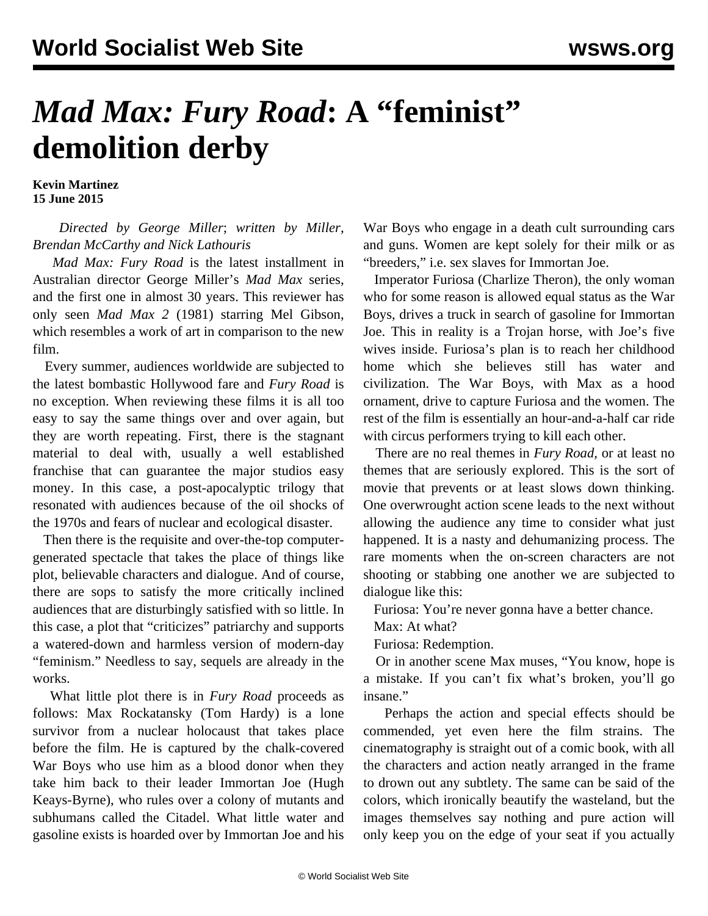# *Mad Max: Fury Road*: A "feminist" demolition derby

**Kevin Martinez**
**15 June 2015**

*Directed by George Miller*; *written by Miller, Brendan McCarthy and Nick Lathouris*

*Mad Max: Fury Road* is the latest installment in Australian director George Miller's *Mad Max* series, and the first one in almost 30 years. This reviewer has only seen *Mad Max 2* (1981) starring Mel Gibson, which resembles a work of art in comparison to the new film.

Every summer, audiences worldwide are subjected to the latest bombastic Hollywood fare and *Fury Road* is no exception. When reviewing these films it is all too easy to say the same things over and over again, but they are worth repeating. First, there is the stagnant material to deal with, usually a well established franchise that can guarantee the major studios easy money. In this case, a post-apocalyptic trilogy that resonated with audiences because of the oil shocks of the 1970s and fears of nuclear and ecological disaster.

Then there is the requisite and over-the-top computer-generated spectacle that takes the place of things like plot, believable characters and dialogue. And of course, there are sops to satisfy the more critically inclined audiences that are disturbingly satisfied with so little. In this case, a plot that "criticizes" patriarchy and supports a watered-down and harmless version of modern-day "feminism." Needless to say, sequels are already in the works.

What little plot there is in *Fury Road* proceeds as follows: Max Rockatansky (Tom Hardy) is a lone survivor from a nuclear holocaust that takes place before the film. He is captured by the chalk-covered War Boys who use him as a blood donor when they take him back to their leader Immortan Joe (Hugh Keays-Byrne), who rules over a colony of mutants and subhumans called the Citadel. What little water and gasoline exists is hoarded over by Immortan Joe and his War Boys who engage in a death cult surrounding cars and guns. Women are kept solely for their milk or as "breeders," i.e. sex slaves for Immortan Joe.

Imperator Furiosa (Charlize Theron), the only woman who for some reason is allowed equal status as the War Boys, drives a truck in search of gasoline for Immortan Joe. This in reality is a Trojan horse, with Joe's five wives inside. Furiosa's plan is to reach her childhood home which she believes still has water and civilization. The War Boys, with Max as a hood ornament, drive to capture Furiosa and the women. The rest of the film is essentially an hour-and-a-half car ride with circus performers trying to kill each other.

There are no real themes in *Fury Road*, or at least no themes that are seriously explored. This is the sort of movie that prevents or at least slows down thinking. One overwrought action scene leads to the next without allowing the audience any time to consider what just happened. It is a nasty and dehumanizing process. The rare moments when the on-screen characters are not shooting or stabbing one another we are subjected to dialogue like this:

Furiosa: You're never gonna have a better chance.

Max: At what?

Furiosa: Redemption.

Or in another scene Max muses, "You know, hope is a mistake. If you can't fix what's broken, you'll go insane."

Perhaps the action and special effects should be commended, yet even here the film strains. The cinematography is straight out of a comic book, with all the characters and action neatly arranged in the frame to drown out any subtlety. The same can be said of the colors, which ironically beautify the wasteland, but the images themselves say nothing and pure action will only keep you on the edge of your seat if you actually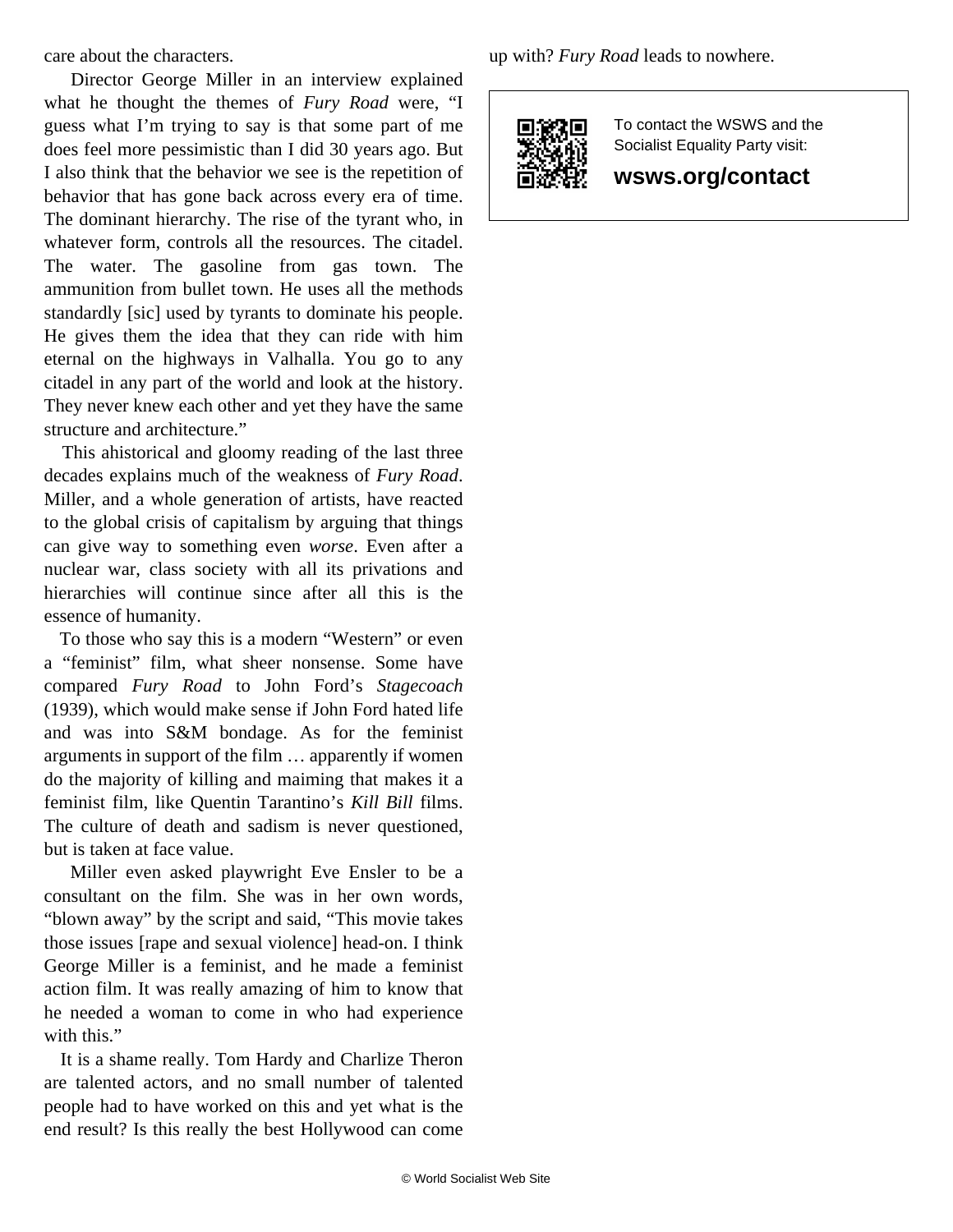care about the characters.

Director George Miller in an interview explained what he thought the themes of *Fury Road* were, "I guess what I'm trying to say is that some part of me does feel more pessimistic than I did 30 years ago. But I also think that the behavior we see is the repetition of behavior that has gone back across every era of time. The dominant hierarchy. The rise of the tyrant who, in whatever form, controls all the resources. The citadel. The water. The gasoline from gas town. The ammunition from bullet town. He uses all the methods standardly [sic] used by tyrants to dominate his people. He gives them the idea that they can ride with him eternal on the highways in Valhalla. You go to any citadel in any part of the world and look at the history. They never knew each other and yet they have the same structure and architecture."

This ahistorical and gloomy reading of the last three decades explains much of the weakness of *Fury Road*. Miller, and a whole generation of artists, have reacted to the global crisis of capitalism by arguing that things can give way to something even *worse*. Even after a nuclear war, class society with all its privations and hierarchies will continue since after all this is the essence of humanity.

To those who say this is a modern "Western" or even a "feminist" film, what sheer nonsense. Some have compared *Fury Road* to John Ford's *Stagecoach* (1939), which would make sense if John Ford hated life and was into S&M bondage. As for the feminist arguments in support of the film … apparently if women do the majority of killing and maiming that makes it a feminist film, like Quentin Tarantino's *Kill Bill* films. The culture of death and sadism is never questioned, but is taken at face value.

Miller even asked playwright Eve Ensler to be a consultant on the film. She was in her own words, "blown away" by the script and said, "This movie takes those issues [rape and sexual violence] head-on. I think George Miller is a feminist, and he made a feminist action film. It was really amazing of him to know that he needed a woman to come in who had experience with this."

It is a shame really. Tom Hardy and Charlize Theron are talented actors, and no small number of talented people had to have worked on this and yet what is the end result? Is this really the best Hollywood can come up with? *Fury Road* leads to nowhere.

To contact the WSWS and the Socialist Equality Party visit:

**wsws.org/contact**